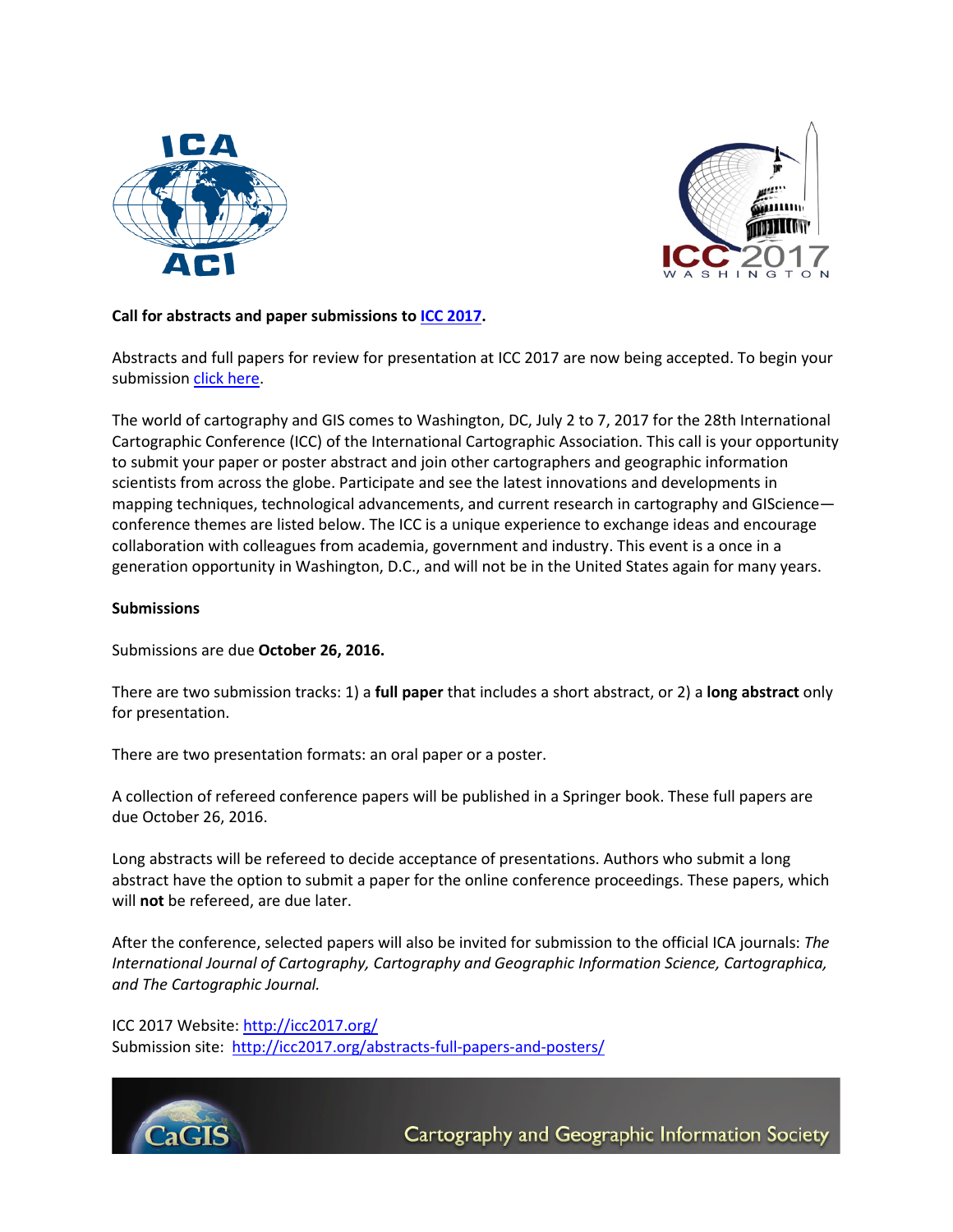**Call for abstracts and paper submissions to ICC 2017.**

Abstracts and full papers for review for presentation at ICC 2017 are now being accepted. To begin your submission click here.

The world of cartography and GIS comes to Washington, DC, July 2 to 7, 2017 for the 28th International Cartographic Conference (ICC) of the International Cartographic Association. This call is your opportunity to submit your paper or poster abstract and join other cartographers and geographic information scientists from across the globe. Participate and see the latest innovations and developments in mapping techniques, technological advancements, and current research in cartography and GIScience—conference themes are listed below. The ICC is a unique experience to exchange ideas and encourage collaboration with colleagues from academia, government and industry. This event is a once in a generation opportunity in Washington, D.C., and will not be in the United States again for many years.

**Submissions**

Submissions are due **October 26, 2016.**

There are two submission tracks: 1) a **full paper** that includes a short abstract, or 2) a **long abstract** only for presentation.

There are two presentation formats: an oral paper or a poster.

A collection of refereed conference papers will be published in a Springer book. These full papers are due October 26, 2016.

Long abstracts will be refereed to decide acceptance of presentations. Authors who submit a long abstract have the option to submit a paper for the online conference proceedings. These papers, which will **not** be refereed, are due later.

After the conference, selected papers will also be invited for submission to the official ICA journals: *The International Journal of Cartography, Cartography and Geographic Information Science, Cartographica, and The Cartographic Journal.*

ICC 2017 Website: http://icc2017.org/
Submission site: http://icc2017.org/abstracts-full-papers-and-posters/

Cartography and Geographic Information Society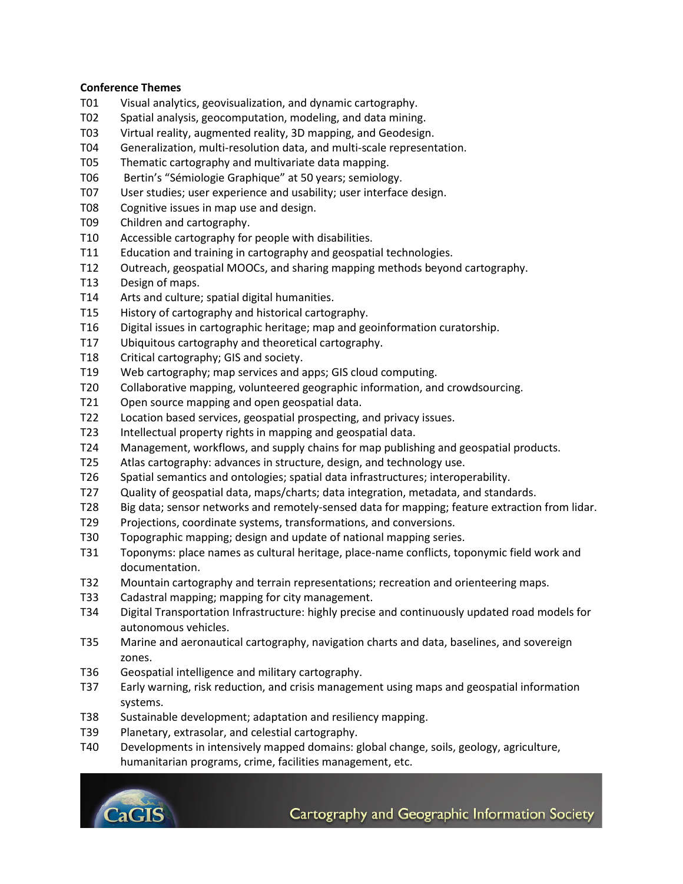**Conference Themes**

- T01 Visual analytics, geovisualization, and dynamic cartography.
- T02 Spatial analysis, geocomputation, modeling, and data mining.
- T03 Virtual reality, augmented reality, 3D mapping, and Geodesign.
- T04 Generalization, multi-resolution data, and multi-scale representation.
- T05 Thematic cartography and multivariate data mapping.
- T06 Bertin's "Sémiologie Graphique" at 50 years; semiology.
- T07 User studies; user experience and usability; user interface design.
- T08 Cognitive issues in map use and design.
- T09 Children and cartography.
- T10 Accessible cartography for people with disabilities.
- T11 Education and training in cartography and geospatial technologies.
- T12 Outreach, geospatial MOOCs, and sharing mapping methods beyond cartography.
- T13 Design of maps.
- T14 Arts and culture; spatial digital humanities.
- T15 History of cartography and historical cartography.
- T16 Digital issues in cartographic heritage; map and geoinformation curatorship.
- T17 Ubiquitous cartography and theoretical cartography.
- T18 Critical cartography; GIS and society.
- T19 Web cartography; map services and apps; GIS cloud computing.
- T20 Collaborative mapping, volunteered geographic information, and crowdsourcing.
- T21 Open source mapping and open geospatial data.
- T22 Location based services, geospatial prospecting, and privacy issues.
- T23 Intellectual property rights in mapping and geospatial data.
- T24 Management, workflows, and supply chains for map publishing and geospatial products.
- T25 Atlas cartography: advances in structure, design, and technology use.
- T26 Spatial semantics and ontologies; spatial data infrastructures; interoperability.
- T27 Quality of geospatial data, maps/charts; data integration, metadata, and standards.
- T28 Big data; sensor networks and remotely-sensed data for mapping; feature extraction from lidar.
- T29 Projections, coordinate systems, transformations, and conversions.
- T30 Topographic mapping; design and update of national mapping series.
- T31 Toponyms: place names as cultural heritage, place-name conflicts, toponymic field work and documentation.
- T32 Mountain cartography and terrain representations; recreation and orienteering maps.
- T33 Cadastral mapping; mapping for city management.
- T34 Digital Transportation Infrastructure: highly precise and continuously updated road models for autonomous vehicles.
- T35 Marine and aeronautical cartography, navigation charts and data, baselines, and sovereign zones.
- T36 Geospatial intelligence and military cartography.
- T37 Early warning, risk reduction, and crisis management using maps and geospatial information systems.
- T38 Sustainable development; adaptation and resiliency mapping.
- T39 Planetary, extrasolar, and celestial cartography.
- T40 Developments in intensively mapped domains: global change, soils, geology, agriculture, humanitarian programs, crime, facilities management, etc.

CaGIS Cartography and Geographic Information Society